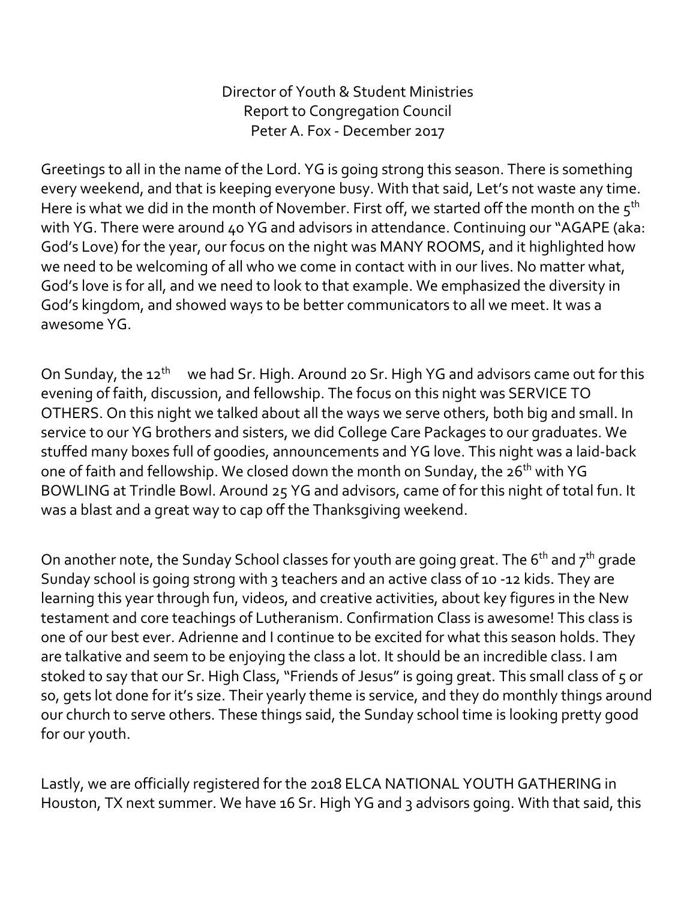Director of Youth & Student Ministries
Report to Congregation Council
Peter A. Fox - December 2017

Greetings to all in the name of the Lord. YG is going strong this season. There is something every weekend, and that is keeping everyone busy. With that said, Let's not waste any time. Here is what we did in the month of November. First off, we started off the month on the 5th with YG. There were around 40 YG and advisors in attendance. Continuing our "AGAPE (aka: God's Love) for the year, our focus on the night was MANY ROOMS, and it highlighted how we need to be welcoming of all who we come in contact with in our lives. No matter what, God's love is for all, and we need to look to that example. We emphasized the diversity in God's kingdom, and showed ways to be better communicators to all we meet. It was a awesome YG.

On Sunday, the 12th we had Sr. High. Around 20 Sr. High YG and advisors came out for this evening of faith, discussion, and fellowship. The focus on this night was SERVICE TO OTHERS. On this night we talked about all the ways we serve others, both big and small. In service to our YG brothers and sisters, we did College Care Packages to our graduates. We stuffed many boxes full of goodies, announcements and YG love. This night was a laid-back one of faith and fellowship. We closed down the month on Sunday, the 26th with YG BOWLING at Trindle Bowl. Around 25 YG and advisors, came of for this night of total fun. It was a blast and a great way to cap off the Thanksgiving weekend.

On another note, the Sunday School classes for youth are going great. The 6th and 7th grade Sunday school is going strong with 3 teachers and an active class of 10 -12 kids. They are learning this year through fun, videos, and creative activities, about key figures in the New testament and core teachings of Lutheranism. Confirmation Class is awesome! This class is one of our best ever. Adrienne and I continue to be excited for what this season holds. They are talkative and seem to be enjoying the class a lot. It should be an incredible class. I am stoked to say that our Sr. High Class, "Friends of Jesus" is going great. This small class of 5 or so, gets lot done for it's size. Their yearly theme is service, and they do monthly things around our church to serve others. These things said, the Sunday school time is looking pretty good for our youth.

Lastly, we are officially registered for the 2018 ELCA NATIONAL YOUTH GATHERING in Houston, TX next summer. We have 16 Sr. High YG and 3 advisors going. With that said, this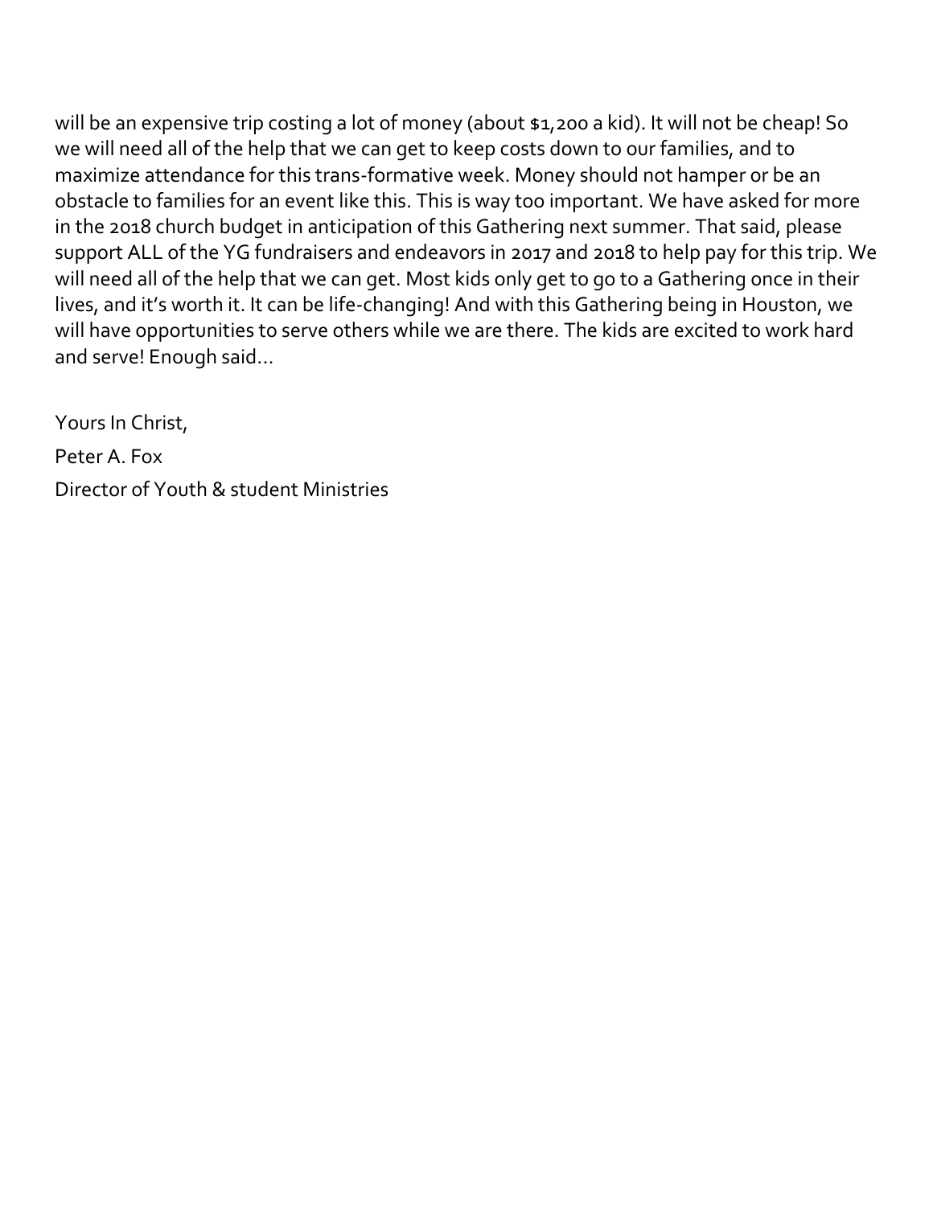will be an expensive trip costing a lot of money (about $1,200 a kid). It will not be cheap! So we will need all of the help that we can get to keep costs down to our families, and to maximize attendance for this trans-formative week. Money should not hamper or be an obstacle to families for an event like this. This is way too important. We have asked for more in the 2018 church budget in anticipation of this Gathering next summer. That said, please support ALL of the YG fundraisers and endeavors in 2017 and 2018 to help pay for this trip. We will need all of the help that we can get. Most kids only get to go to a Gathering once in their lives, and it's worth it. It can be life-changing! And with this Gathering being in Houston, we will have opportunities to serve others while we are there. The kids are excited to work hard and serve! Enough said…

Yours In Christ,

Peter A. Fox

Director of Youth & student Ministries